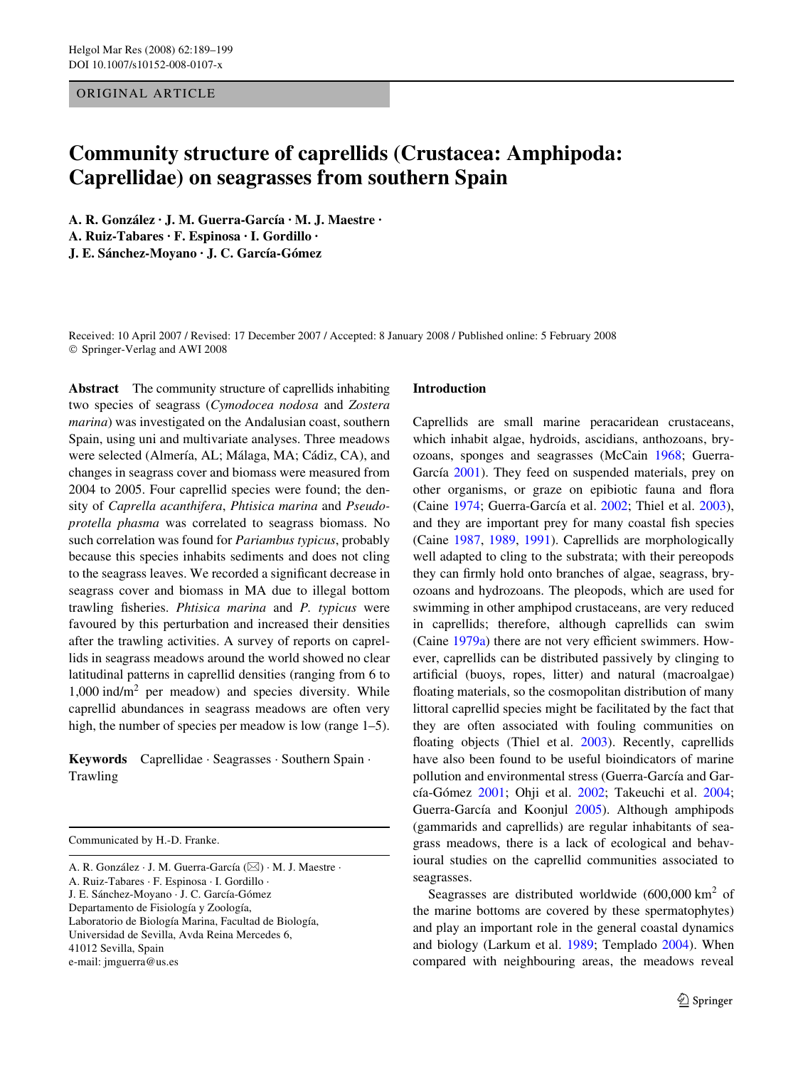ORIGINAL ARTICLE

# Community structure of caprellids (Crustacea: Amphipoda: Caprellidae) on seagrasses from southern Spain

**A. R. González · J. M. Guerra-García · M. J. Maestre · A. Ruiz-Tabares · F. Espinosa · I. Gordillo · J. E. Sánchez-Moyano · J. C. García-Gómez**

Received: 10 April 2007 / Revised: 17 December 2007 / Accepted: 8 January 2008 / Published online: 5 February 2008
© Springer-Verlag and AWI 2008

**Abstract** The community structure of caprellids inhabiting two species of seagrass (*Cymodocea nodosa* and *Zostera marina*) was investigated on the Andalusian coast, southern Spain, using uni and multivariate analyses. Three meadows were selected (Almería, AL; Málaga, MA; Cádiz, CA), and changes in seagrass cover and biomass were measured from 2004 to 2005. Four caprellid species were found; the density of *Caprella acanthifera*, *Phtisica marina* and *Pseudoprotella phasma* was correlated to seagrass biomass. No such correlation was found for *Pariambus typicus*, probably because this species inhabits sediments and does not cling to the seagrass leaves. We recorded a significant decrease in seagrass cover and biomass in MA due to illegal bottom trawling fisheries. *Phtisica marina* and *P. typicus* were favoured by this perturbation and increased their densities after the trawling activities. A survey of reports on caprellids in seagrass meadows around the world showed no clear latitudinal patterns in caprellid densities (ranging from 6 to 1,000 ind/m$^2$ per meadow) and species diversity. While caprellid abundances in seagrass meadows are often very high, the number of species per meadow is low (range 1–5).

**Keywords** Caprellidae · Seagrasses · Southern Spain · Trawling

Communicated by H.-D. Franke.

A. R. González · J. M. Guerra-García (✉) · M. J. Maestre · A. Ruiz-Tabares · F. Espinosa · I. Gordillo · J. E. Sánchez-Moyano · J. C. García-Gómez
Departamento de Fisiología y Zoología, Laboratorio de Biología Marina, Facultad de Biología, Universidad de Sevilla, Avda Reina Mercedes 6, 41012 Sevilla, Spain
e-mail: jmguerra@us.es

## Introduction

Caprellids are small marine peracaridean crustaceans, which inhabit algae, hydroids, ascidians, anthozoans, bryozoans, sponges and seagrasses (McCain 1968; Guerra-García 2001). They feed on suspended materials, prey on other organisms, or graze on epibiotic fauna and flora (Caine 1974; Guerra-García et al. 2002; Thiel et al. 2003), and they are important prey for many coastal fish species (Caine 1987, 1989, 1991). Caprellids are morphologically well adapted to cling to the substrata; with their pereopods they can firmly hold onto branches of algae, seagrass, bryozoans and hydrozoans. The pleopods, which are used for swimming in other amphipod crustaceans, are very reduced in caprellids; therefore, although caprellids can swim (Caine 1979a) there are not very efficient swimmers. However, caprellids can be distributed passively by clinging to artificial (buoys, ropes, litter) and natural (macroalgae) floating materials, so the cosmopolitan distribution of many littoral caprellid species might be facilitated by the fact that they are often associated with fouling communities on floating objects (Thiel et al. 2003). Recently, caprellids have also been found to be useful bioindicators of marine pollution and environmental stress (Guerra-García and García-Gómez 2001; Ohji et al. 2002; Takeuchi et al. 2004; Guerra-García and Koonjul 2005). Although amphipods (gammarids and caprellids) are regular inhabitants of seagrass meadows, there is a lack of ecological and behavioural studies on the caprellid communities associated to seagrasses.

Seagrasses are distributed worldwide (600,000 km$^2$ of the marine bottoms are covered by these spermatophytes) and play an important role in the general coastal dynamics and biology (Larkum et al. 1989; Templado 2004). When compared with neighbouring areas, the meadows reveal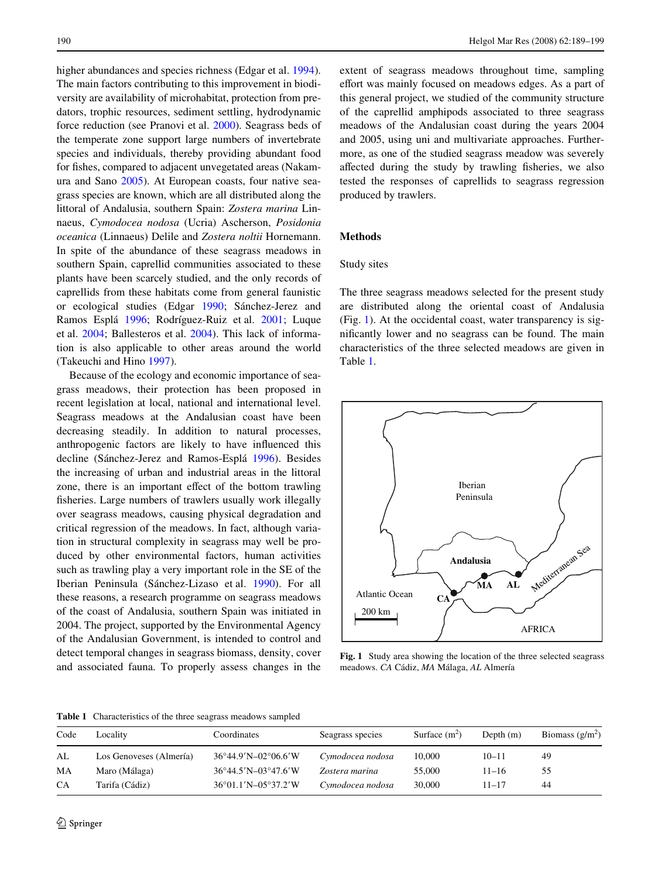higher abundances and species richness (Edgar et al. 1994). The main factors contributing to this improvement in biodiversity are availability of microhabitat, protection from predators, trophic resources, sediment settling, hydrodynamic force reduction (see Pranovi et al. 2000). Seagrass beds of the temperate zone support large numbers of invertebrate species and individuals, thereby providing abundant food for fishes, compared to adjacent unvegetated areas (Nakamura and Sano 2005). At European coasts, four native seagrass species are known, which are all distributed along the littoral of Andalusia, southern Spain: *Zostera marina* Linnaeus, *Cymodocea nodosa* (Ucria) Ascherson, *Posidonia oceanica* (Linnaeus) Delile and *Zostera noltii* Hornemann. In spite of the abundance of these seagrass meadows in southern Spain, caprellid communities associated to these plants have been scarcely studied, and the only records of caprellids from these habitats come from general faunistic or ecological studies (Edgar 1990; Sánchez-Jerez and Ramos Esplá 1996; Rodríguez-Ruiz et al. 2001; Luque et al. 2004; Ballesteros et al. 2004). This lack of information is also applicable to other areas around the world (Takeuchi and Hino 1997).

Because of the ecology and economic importance of seagrass meadows, their protection has been proposed in recent legislation at local, national and international level. Seagrass meadows at the Andalusian coast have been decreasing steadily. In addition to natural processes, anthropogenic factors are likely to have influenced this decline (Sánchez-Jerez and Ramos-Esplá 1996). Besides the increasing of urban and industrial areas in the littoral zone, there is an important effect of the bottom trawling fisheries. Large numbers of trawlers usually work illegally over seagrass meadows, causing physical degradation and critical regression of the meadows. In fact, although variation in structural complexity in seagrass may well be produced by other environmental factors, human activities such as trawling play a very important role in the SE of the Iberian Peninsula (Sánchez-Lizaso et al. 1990). For all these reasons, a research programme on seagrass meadows of the coast of Andalusia, southern Spain was initiated in 2004. The project, supported by the Environmental Agency of the Andalusian Government, is intended to control and detect temporal changes in seagrass biomass, density, cover and associated fauna. To properly assess changes in the extent of seagrass meadows throughout time, sampling effort was mainly focused on meadows edges. As a part of this general project, we studied of the community structure of the caprellid amphipods associated to three seagrass meadows of the Andalusian coast during the years 2004 and 2005, using uni and multivariate approaches. Furthermore, as one of the studied seagrass meadow was severely affected during the study by trawling fisheries, we also tested the responses of caprellids to seagrass regression produced by trawlers.

## Methods

### Study sites

The three seagrass meadows selected for the present study are distributed along the oriental coast of Andalusia (Fig. 1). At the occidental coast, water transparency is significantly lower and no seagrass can be found. The main characteristics of the three selected meadows are given in Table 1.

**Fig. 1** Study area showing the location of the three selected seagrass meadows. *CA* Cádiz, *MA* Málaga, *AL* Almería

**Table 1** Characteristics of the three seagrass meadows sampled

| Code | Locality | Coordinates | Seagrass species | Surface (m$^2$) | Depth (m) | Biomass (g/m$^2$) |
|---|---|---|---|---|---|---|
| AL | Los Genoveses (Almería) | 36°44.9′N–02°06.6′W | *Cymodocea nodosa* | 10,000 | 10–11 | 49 |
| MA | Maro (Málaga) | 36°44.5′N–03°47.6′W | *Zostera marina* | 55,000 | 11–16 | 55 |
| CA | Tarifa (Cádiz) | 36°01.1′N–05°37.2′W | *Cymodocea nodosa* | 30,000 | 11–17 | 44 |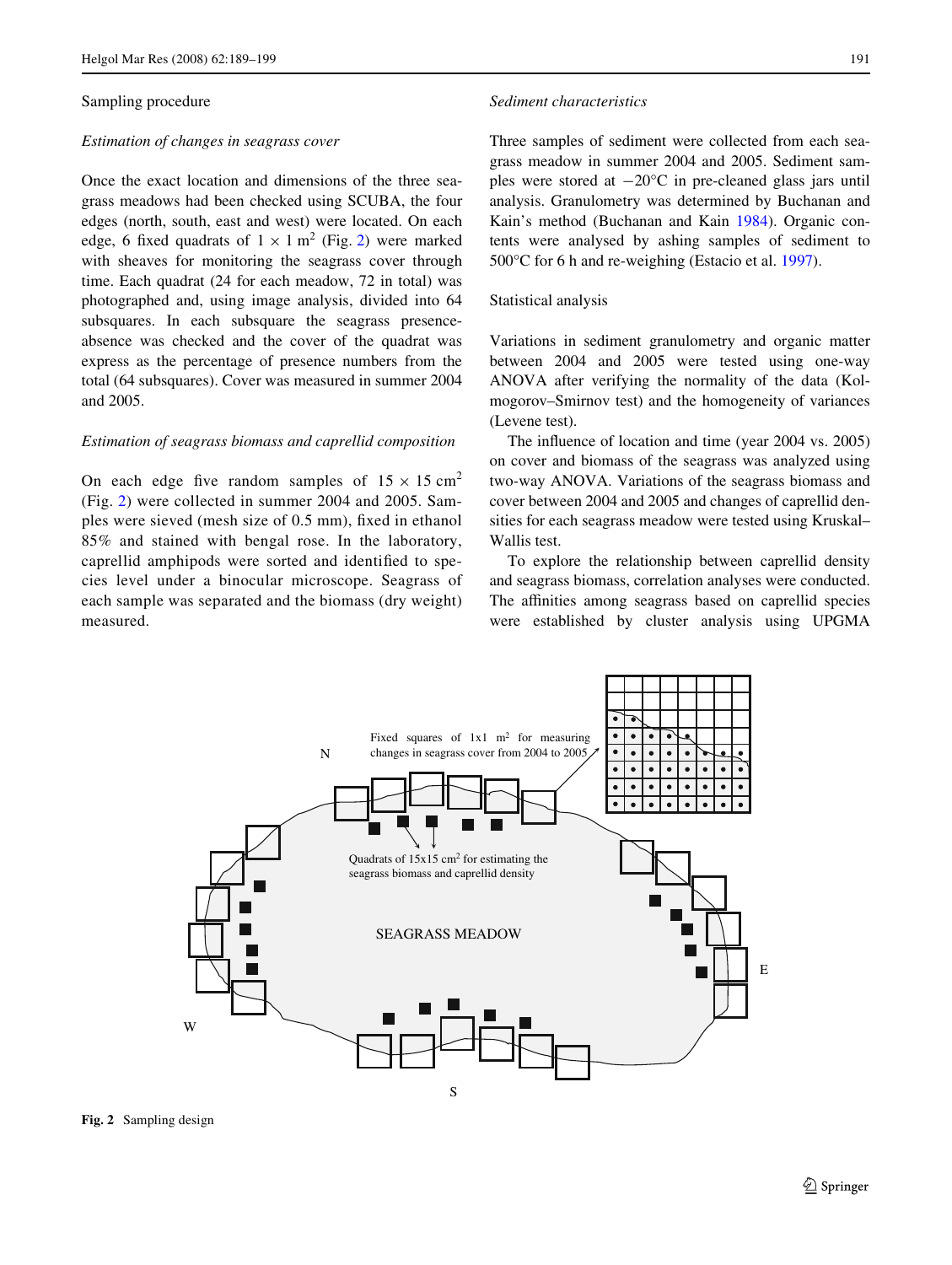## Sampling procedure

### *Estimation of changes in seagrass cover*

Once the exact location and dimensions of the three seagrass meadows had been checked using SCUBA, the four edges (north, south, east and west) were located. On each edge, 6 fixed quadrats of 1 × 1 $m^2$ (Fig. 2) were marked with sheaves for monitoring the seagrass cover through time. Each quadrat (24 for each meadow, 72 in total) was photographed and, using image analysis, divided into 64 subsquares. In each subsquare the seagrass presence-absence was checked and the cover of the quadrat was express as the percentage of presence numbers from the total (64 subsquares). Cover was measured in summer 2004 and 2005.

### *Estimation of seagrass biomass and caprellid composition*

On each edge five random samples of 15 × 15 $cm^2$ (Fig. 2) were collected in summer 2004 and 2005. Samples were sieved (mesh size of 0.5 mm), fixed in ethanol 85% and stained with bengal rose. In the laboratory, caprellid amphipods were sorted and identified to species level under a binocular microscope. Seagrass of each sample was separated and the biomass (dry weight) measured.

### *Sediment characteristics*

Three samples of sediment were collected from each seagrass meadow in summer 2004 and 2005. Sediment samples were stored at −20°C in pre-cleaned glass jars until analysis. Granulometry was determined by Buchanan and Kain's method (Buchanan and Kain 1984). Organic contents were analysed by ashing samples of sediment to 500°C for 6 h and re-weighing (Estacio et al. 1997).

## Statistical analysis

Variations in sediment granulometry and organic matter between 2004 and 2005 were tested using one-way ANOVA after verifying the normality of the data (Kolmogorov–Smirnov test) and the homogeneity of variances (Levene test).

The influence of location and time (year 2004 vs. 2005) on cover and biomass of the seagrass was analyzed using two-way ANOVA. Variations of the seagrass biomass and cover between 2004 and 2005 and changes of caprellid densities for each seagrass meadow were tested using Kruskal–Wallis test.

To explore the relationship between caprellid density and seagrass biomass, correlation analyses were conducted. The affinities among seagrass based on caprellid species were established by cluster analysis using UPGMA

**Fig. 2** Sampling design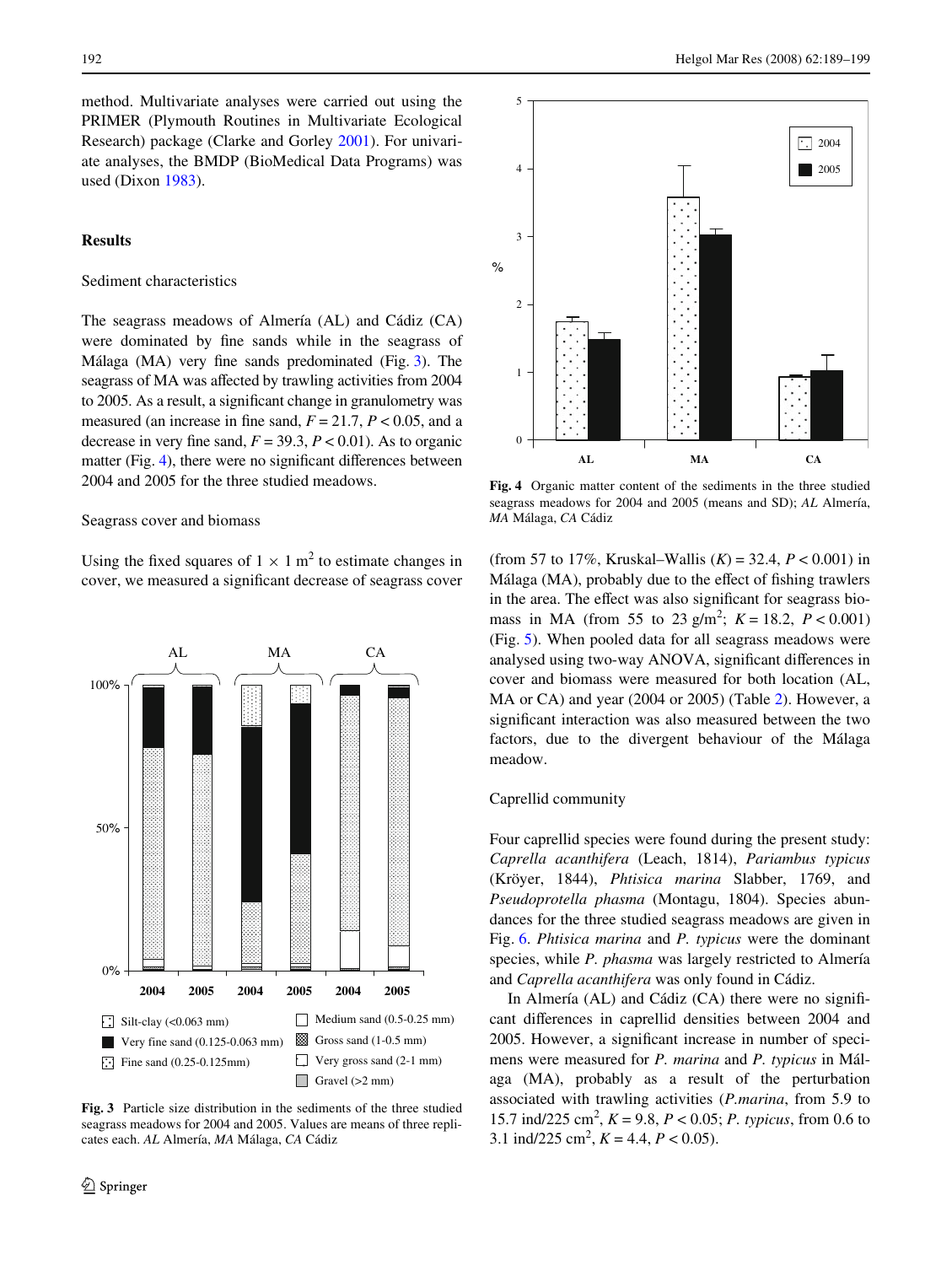method. Multivariate analyses were carried out using the PRIMER (Plymouth Routines in Multivariate Ecological Research) package (Clarke and Gorley 2001). For univariate analyses, the BMDP (BioMedical Data Programs) was used (Dixon 1983).

## Results

### Sediment characteristics

The seagrass meadows of Almería (AL) and Cádiz (CA) were dominated by fine sands while in the seagrass of Málaga (MA) very fine sands predominated (Fig. 3). The seagrass of MA was affected by trawling activities from 2004 to 2005. As a result, a significant change in granulometry was measured (an increase in fine sand, $F = 21.7$, $P < 0.05$, and a decrease in very fine sand, $F = 39.3$, $P < 0.01$). As to organic matter (Fig. 4), there were no significant differences between 2004 and 2005 for the three studied meadows.

### Seagrass cover and biomass

Using the fixed squares of $1 \times 1$ m$^2$ to estimate changes in cover, we measured a significant decrease of seagrass cover (from 57 to 17%, Kruskal–Wallis $(K) = 32.4$, $P < 0.001$) in Málaga (MA), probably due to the effect of fishing trawlers in the area. The effect was also significant for seagrass biomass in MA (from 55 to 23 g/m$^2$; $K = 18.2$, $P < 0.001$) (Fig. 5). When pooled data for all seagrass meadows were analysed using two-way ANOVA, significant differences in cover and biomass were measured for both location (AL, MA or CA) and year (2004 or 2005) (Table 2). However, a significant interaction was also measured between the two factors, due to the divergent behaviour of the Málaga meadow.

Fig. 3 Particle size distribution in the sediments of the three studied seagrass meadows for 2004 and 2005. Values are means of three replicates each. *AL* Almería, *MA* Málaga, *CA* Cádiz

Fig. 4 Organic matter content of the sediments in the three studied seagrass meadows for 2004 and 2005 (means and SD); *AL* Almería, *MA* Málaga, *CA* Cádiz

### Caprellid community

Four caprellid species were found during the present study: *Caprella acanthifera* (Leach, 1814), *Pariambus typicus* (Kröyer, 1844), *Phtisica marina* Slabber, 1769, and *Pseudoprotella phasma* (Montagu, 1804). Species abundances for the three studied seagrass meadows are given in Fig. 6. *Phtisica marina* and *P. typicus* were the dominant species, while *P. phasma* was largely restricted to Almería and *Caprella acanthifera* was only found in Cádiz.

In Almería (AL) and Cádiz (CA) there were no significant differences in caprellid densities between 2004 and 2005. However, a significant increase in number of specimens were measured for *P. marina* and *P. typicus* in Málaga (MA), probably as a result of the perturbation associated with trawling activities (*P. marina*, from 5.9 to 15.7 ind/225 cm$^2$, $K = 9.8$, $P < 0.05$; *P. typicus*, from 0.6 to 3.1 ind/225 cm$^2$, $K = 4.4$, $P < 0.05$).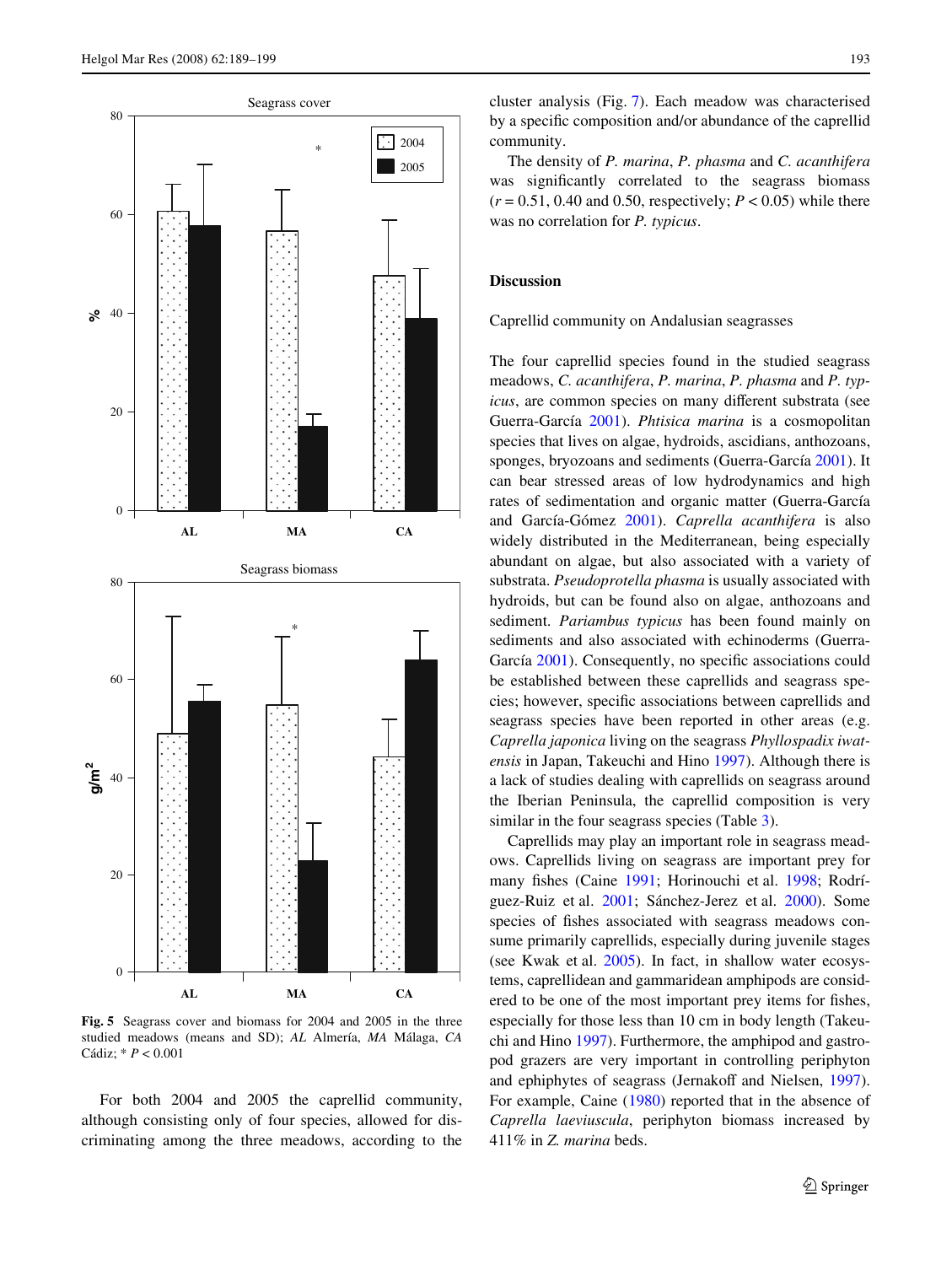Fig. 5 Seagrass cover and biomass for 2004 and 2005 in the three studied meadows (means and SD); *AL* Almería, *MA* Málaga, *CA* Cádiz; * $P < 0.001$

For both 2004 and 2005 the caprellid community, although consisting only of four species, allowed for discriminating among the three meadows, according to the cluster analysis (Fig. 7). Each meadow was characterised by a specific composition and/or abundance of the caprellid community.

The density of *P. marina*, *P. phasma* and *C. acanthifera* was significantly correlated to the seagrass biomass ($r = 0.51$, 0.40 and 0.50, respectively; $P < 0.05$) while there was no correlation for *P. typicus*.

## Discussion

### Caprellid community on Andalusian seagrasses

The four caprellid species found in the studied seagrass meadows, *C. acanthifera*, *P. marina*, *P. phasma* and *P. typicus*, are common species on many different substrata (see Guerra-García 2001). *Phtisica marina* is a cosmopolitan species that lives on algae, hydroids, ascidians, anthozoans, sponges, bryozoans and sediments (Guerra-García 2001). It can bear stressed areas of low hydrodynamics and high rates of sedimentation and organic matter (Guerra-García and García-Gómez 2001). *Caprella acanthifera* is also widely distributed in the Mediterranean, being especially abundant on algae, but also associated with a variety of substrata. *Pseudoprotella phasma* is usually associated with hydroids, but can be found also on algae, anthozoans and sediment. *Pariambus typicus* has been found mainly on sediments and also associated with echinoderms (Guerra-García 2001). Consequently, no specific associations could be established between these caprellids and seagrass species; however, specific associations between caprellids and seagrass species have been reported in other areas (e.g. *Caprella japonica* living on the seagrass *Phyllospadix iwatensis* in Japan, Takeuchi and Hino 1997). Although there is a lack of studies dealing with caprellids on seagrass around the Iberian Peninsula, the caprellid composition is very similar in the four seagrass species (Table 3).

Caprellids may play an important role in seagrass meadows. Caprellids living on seagrass are important prey for many fishes (Caine 1991; Horinouchi et al. 1998; Rodríguez-Ruiz et al. 2001; Sánchez-Jerez et al. 2000). Some species of fishes associated with seagrass meadows consume primarily caprellids, especially during juvenile stages (see Kwak et al. 2005). In fact, in shallow water ecosystems, caprellidean and gammaridean amphipods are considered to be one of the most important prey items for fishes, especially for those less than 10 cm in body length (Takeuchi and Hino 1997). Furthermore, the amphipod and gastropod grazers are very important in controlling periphyton and ephiphytes of seagrass (Jernakoff and Nielsen, 1997). For example, Caine (1980) reported that in the absence of *Caprella laeviuscula*, periphyton biomass increased by 411% in *Z. marina* beds.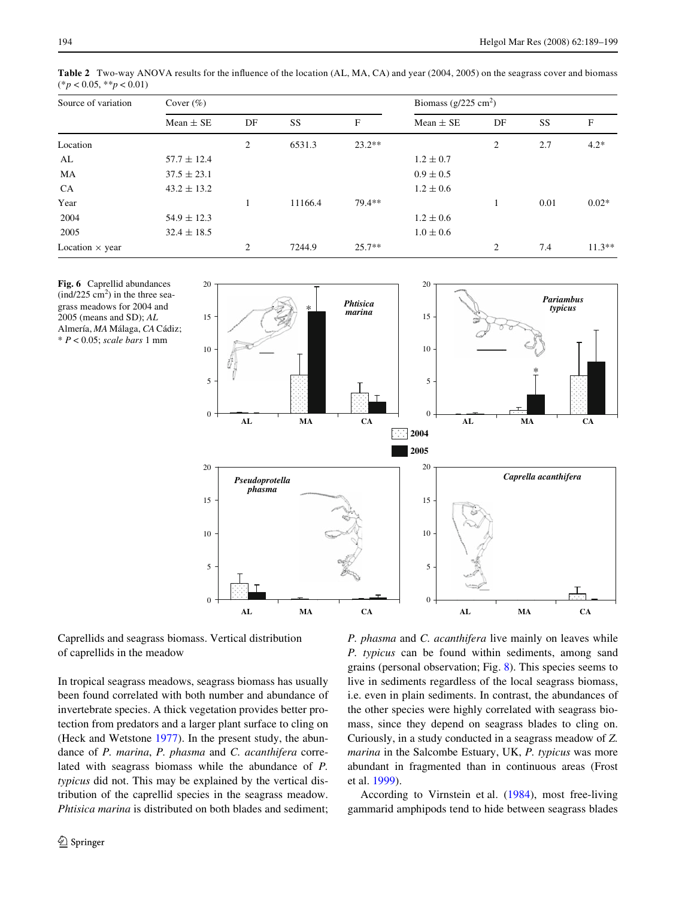**Table 2** Two-way ANOVA results for the influence of the location (AL, MA, CA) and year (2004, 2005) on the seagrass cover and biomass (\*$p < 0.05$, \*\*$p < 0.01$)

| Source of variation | Cover (%) | | | | Biomass (g/225 cm$^2$) | | | |
|---|---|---|---|---|---|---|---|---|
| | Mean ± SE | DF | SS | F | Mean ± SE | DF | SS | F |
| Location | | 2 | 6531.3 | 23.2** | | 2 | 2.7 | 4.2* |
| AL | 57.7 ± 12.4 | | | | 1.2 ± 0.7 | | | |
| MA | 37.5 ± 23.1 | | | | 0.9 ± 0.5 | | | |
| CA | 43.2 ± 13.2 | | | | 1.2 ± 0.6 | | | |
| Year | | 1 | 11166.4 | 79.4** | | 1 | 0.01 | 0.02* |
| 2004 | 54.9 ± 12.3 | | | | 1.2 ± 0.6 | | | |
| 2005 | 32.4 ± 18.5 | | | | 1.0 ± 0.6 | | | |
| Location × year | | 2 | 7244.9 | 25.7** | | 2 | 7.4 | 11.3** |

**Fig. 6** Caprellid abundances (ind/225 cm$^2$) in the three seagrass meadows for 2004 and 2005 (means and SD); *AL* Almería, *MA* Málaga, *CA* Cádiz; * $P < 0.05$; *scale bars* 1 mm

Caprellids and seagrass biomass. Vertical distribution of caprellids in the meadow

In tropical seagrass meadows, seagrass biomass has usually been found correlated with both number and abundance of invertebrate species. A thick vegetation provides better protection from predators and a larger plant surface to cling on (Heck and Wetstone 1977). In the present study, the abundance of *P. marina*, *P. phasma* and *C. acanthifera* correlated with seagrass biomass while the abundance of *P. typicus* did not. This may be explained by the vertical distribution of the caprellid species in the seagrass meadow. *Phtisica marina* is distributed on both blades and sediment; *P. phasma* and *C. acanthifera* live mainly on leaves while *P. typicus* can be found within sediments, among sand grains (personal observation; Fig. 8). This species seems to live in sediments regardless of the local seagrass biomass, i.e. even in plain sediments. In contrast, the abundances of the other species were highly correlated with seagrass biomass, since they depend on seagrass blades to cling on. Curiously, in a study conducted in a seagrass meadow of *Z. marina* in the Salcombe Estuary, UK, *P. typicus* was more abundant in fragmented than in continuous areas (Frost et al. 1999).

According to Virnstein et al. (1984), most free-living gammarid amphipods tend to hide between seagrass blades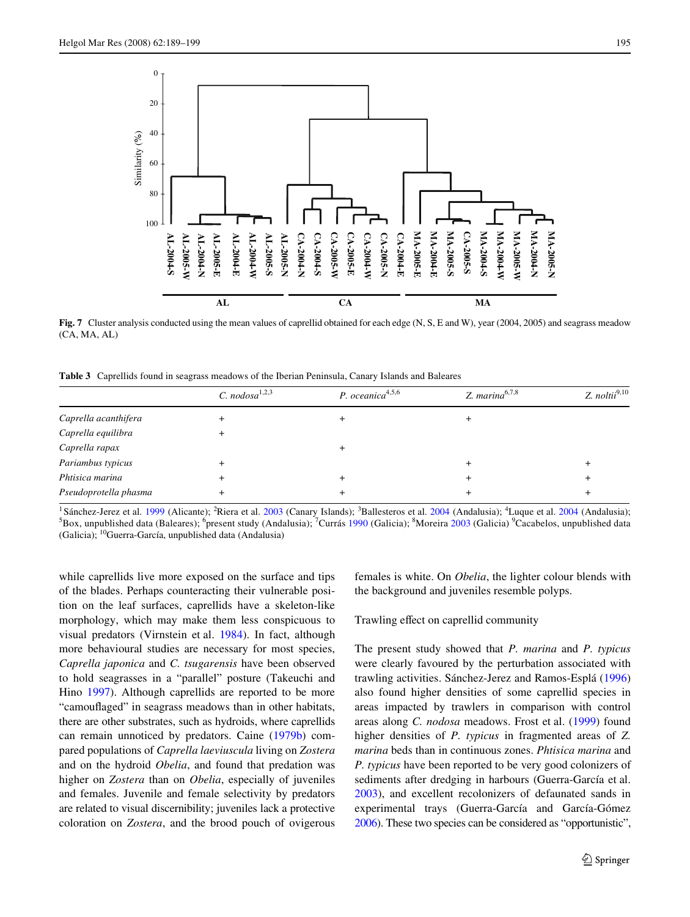**Fig. 7** Cluster analysis conducted using the mean values of caprellid obtained for each edge (N, S, E and W), year (2004, 2005) and seagrass meadow (CA, MA, AL)

**Table 3** Caprellids found in seagrass meadows of the Iberian Peninsula, Canary Islands and Baleares

| | *C. nodosa*[1,2,3] | *P. oceanica*[4,5,6] | *Z. marina*[6,7,8] | *Z. noltii*[9,10] |
|---|---|---|---|---|
| *Caprella acanthifera* | + | + | + | |
| *Caprella equilibra* | + | | | |
| *Caprella rapax* | | + | | |
| *Pariambus typicus* | + | | + | + |
| *Phtisica marina* | + | + | + | + |
| *Pseudoprotella phasma* | + | + | + | + |

[1] Sánchez-Jerez et al. 1999 (Alicante); [2] Riera et al. 2003 (Canary Islands); [3] Ballesteros et al. 2004 (Andalusia); [4] Luque et al. 2004 (Andalusia); [5] Box, unpublished data (Baleares); [6] present study (Andalusia); [7] Currás 1990 (Galicia); [8] Moreira 2003 (Galicia) [9] Cacabelos, unpublished data (Galicia); [10] Guerra-García, unpublished data (Andalusia)

while caprellids live more exposed on the surface and tips of the blades. Perhaps counteracting their vulnerable position on the leaf surfaces, caprellids have a skeleton-like morphology, which may make them less conspicuous to visual predators (Virnstein et al. 1984). In fact, although more behavioural studies are necessary for most species, *Caprella japonica* and *C. tsugarensis* have been observed to hold seagrasses in a "parallel" posture (Takeuchi and Hino 1997). Although caprellids are reported to be more "camouflaged" in seagrass meadows than in other habitats, there are other substrates, such as hydroids, where caprellids can remain unnoticed by predators. Caine (1979b) compared populations of *Caprella laeviuscula* living on *Zostera* and on the hydroid *Obelia*, and found that predation was higher on *Zostera* than on *Obelia*, especially of juveniles and females. Juvenile and female selectivity by predators are related to visual discernibility; juveniles lack a protective coloration on *Zostera*, and the brood pouch of ovigerous females is white. On *Obelia*, the lighter colour blends with the background and juveniles resemble polyps.

Trawling effect on caprellid community

The present study showed that *P. marina* and *P. typicus* were clearly favoured by the perturbation associated with trawling activities. Sánchez-Jerez and Ramos-Esplá (1996) also found higher densities of some caprellid species in areas impacted by trawlers in comparison with control areas along *C. nodosa* meadows. Frost et al. (1999) found higher densities of *P. typicus* in fragmented areas of *Z. marina* beds than in continuous zones. *Phtisica marina* and *P. typicus* have been reported to be very good colonizers of sediments after dredging in harbours (Guerra-García et al. 2003), and excellent recolonizers of defaunated sands in experimental trays (Guerra-García and García-Gómez 2006). These two species can be considered as "opportunistic",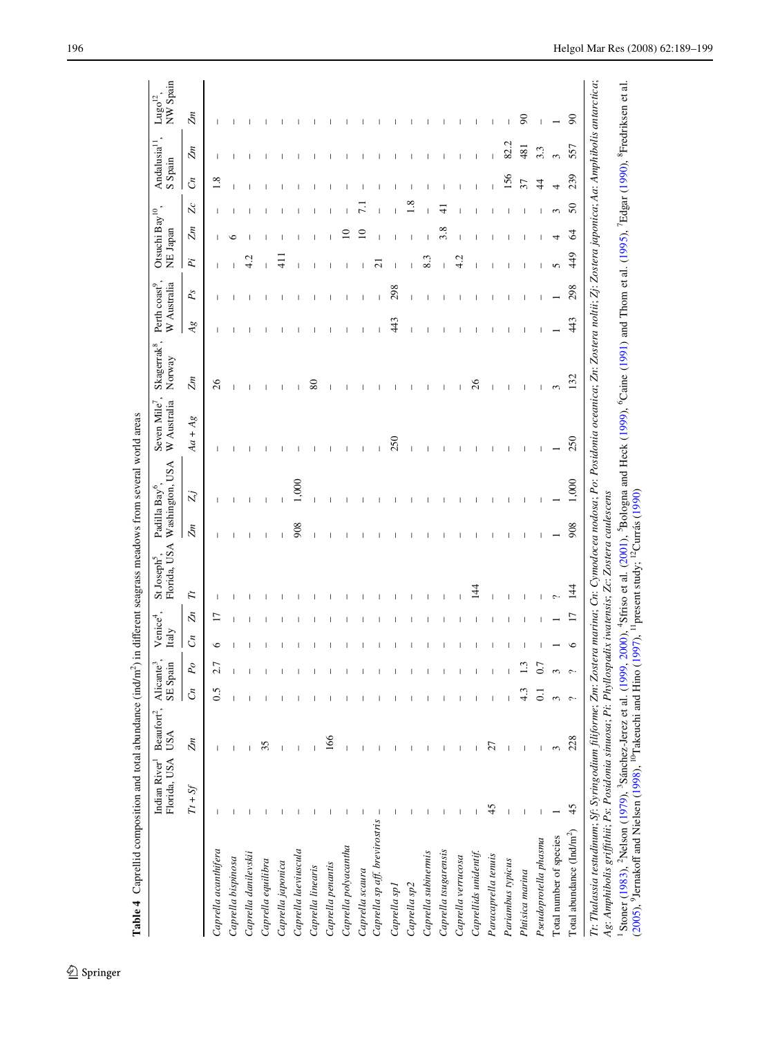**Table 4** Caprellid composition and total abundance (ind/m²) in different seagrass meadows from several world areas

| | Indian River[1], Florida, USA | Beaufort[2], USA | Alicante[3], SE Spain | | Venice[4], Italy | | St Joseph[5], Florida, USA | Padilla Bay[6], Washington, USA | | Seven Mile[7], W Australia | Skagerrak[8], Norway | Perth coast[9], W Australia | | Otsuchi Bay[10], NE Japan | | | Andalusia[11], S Spain | | Lugo[12], NW Spain |
|---|---|---|---|---|---|---|---|---|---|---|---|---|---|---|---|---|---|---|---|
| | *Tt* + *Sf* | *Zm* | *Cn* | *Po* | *Cn* | *Zn* | *Tt* | *Zm* | *Zj* | *Aa* + *Ag* | *Zm* | *Ag* | *Ps* | *Pi* | *Zm* | *Zc* | *Cn* | *Zm* | *Zm* |
| *Caprella acanthifera* | – | – | 0.5 | 2.7 | 6 | 17 | – | – | – | – | 26 | – | – | – | – | – | 1.8 | – | – |
| *Caprella bispinosa* | – | – | – | – | – | – | – | – | – | – | – | – | – | – | 6 | – | – | – | – |
| *Caprella danilevskii* | – | – | – | – | – | – | – | – | – | – | – | – | – | 4.2 | – | – | – | – | – |
| *Caprella equilibra* | – | 35 | – | – | – | – | – | – | – | – | – | – | – | – | – | – | – | – | – |
| *Caprella japonica* | – | – | – | – | – | – | – | – | – | – | – | – | – | 411 | – | – | – | – | – |
| *Caprella laeviuscula* | – | – | – | – | – | – | – | 908 | 1,000 | – | – | – | – | – | – | – | – | – | – |
| *Caprella linearis* | – | – | – | – | – | – | – | – | – | – | 80 | – | – | – | – | – | – | – | – |
| *Caprella penantis* | – | 166 | – | – | – | – | – | – | – | – | – | – | – | – | – | – | – | – | – |
| *Caprella polyacantha* | – | – | – | – | – | – | – | – | – | – | – | – | – | – | 10 | – | – | – | – |
| *Caprella scaura* | – | – | – | – | – | – | – | – | – | – | – | – | – | – | 10 | 7.1 | – | – | – |
| *Caprella sp aff. brevirostris* | – | – | – | – | – | – | – | – | – | – | – | – | – | 21 | – | – | – | – | – |
| *Caprella sp1* | – | – | – | – | – | – | – | – | – | 250 | – | 443 | 298 | – | – | – | – | – | – |
| *Caprella sp2* | – | – | – | – | – | – | – | – | – | – | – | – | – | – | – | 1.8 | – | – | – |
| *Caprella subinermis* | – | – | – | – | – | – | – | – | – | – | – | – | – | 8.3 | – | – | – | – | – |
| *Caprella tsugarensis* | – | – | – | – | – | – | – | – | – | – | – | – | – | – | 3.8 | 41 | – | – | – |
| *Caprella verrucosa* | – | – | – | – | – | – | – | – | – | – | – | – | – | 4.2 | – | – | – | – | – |
| *Caprellids unidentif.* | – | – | – | – | – | – | 144 | – | – | – | 26 | – | – | – | – | – | – | – | – |
| *Paracaprella tenuis* | 45 | 27 | – | – | – | – | – | – | – | – | – | – | – | – | – | – | – | – | – |
| *Pariambus typicus* | – | – | – | – | – | – | – | – | – | – | – | – | – | – | – | – | 156 | 82.2 | – |
| *Phtisica marina* | – | – | 4.3 | 1.3 | – | – | – | – | – | – | – | – | – | – | – | – | 37 | 481 | 90 |
| *Pseudoprotella phasma* | – | – | 0.1 | 0.7 | – | – | – | – | – | – | – | – | – | – | – | – | 44 | 3.3 | – |
| Total number of species | 1 | 3 | 3 | 3 | 1 | 1 | ? | 1 | 1 | 1 | 3 | 1 | 1 | 5 | 4 | 3 | 4 | 3 | 1 |
| Total abundance (Ind/m²) | 45 | 228 | ? | ? | 6 | 17 | 144 | 908 | 1,000 | 250 | 132 | 443 | 298 | 449 | 64 | 50 | 239 | 557 | 90 |

*Tt*: *Thalassia testudinum*; *Sf*: *Syringodium filiforme*; *Zm*: *Zostera marina*; *Cn*: *Cymodocea nodosa*; *Po*: *Posidonia oceanica*; *Zn*: *Zostera noltii*; *Zj*: *Zostera japonica*; *Aa*: *Amphibolis antarctica*; *Ag*: *Amphibolis griffithii*; *Ps*: *Posidonia sinuosa*; *Pi*: *Phyllospadix iwatensis*; *Zc*: *Zostera caulescens*

[1]Stoner (1983), [2]Nelson (1979), [3]Sánchez-Jerez et al. (1999, 2000), [4]Sfriso et al. (2001), [5]Bologna and Heck (1999), [6]Caine (1991) and Thom et al. (1995), [7]Edgar (1990), [8]Fredriksen et al. (2005), [9]Jernakoff and Nielsen (1998), [10]Takeuchi and Hino (1997), [11]present study; [12]Currás (1990)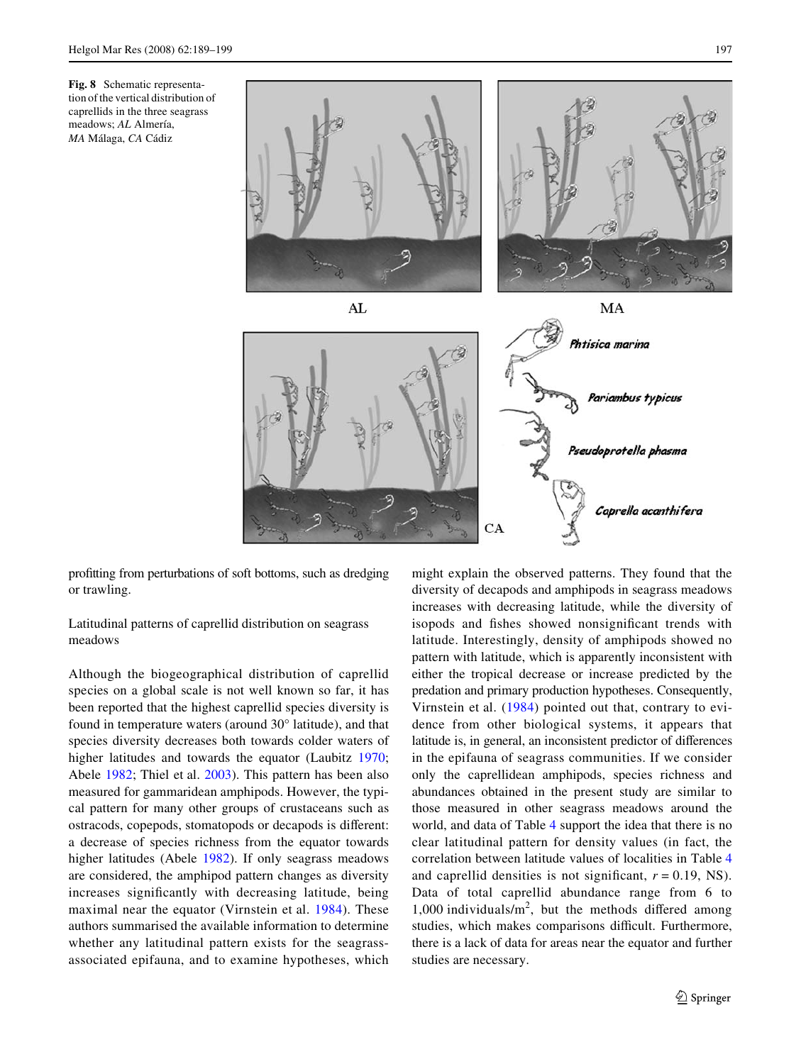**Fig. 8** Schematic representation of the vertical distribution of caprellids in the three seagrass meadows; *AL* Almería, *MA* Málaga, *CA* Cádiz

profitting from perturbations of soft bottoms, such as dredging or trawling.

Latitudinal patterns of caprellid distribution on seagrass meadows

Although the biogeographical distribution of caprellid species on a global scale is not well known so far, it has been reported that the highest caprellid species diversity is found in temperature waters (around 30° latitude), and that species diversity decreases both towards colder waters of higher latitudes and towards the equator (Laubitz 1970; Abele 1982; Thiel et al. 2003). This pattern has been also measured for gammaridean amphipods. However, the typical pattern for many other groups of crustaceans such as ostracods, copepods, stomatopods or decapods is different: a decrease of species richness from the equator towards higher latitudes (Abele 1982). If only seagrass meadows are considered, the amphipod pattern changes as diversity increases significantly with decreasing latitude, being maximal near the equator (Virnstein et al. 1984). These authors summarised the available information to determine whether any latitudinal pattern exists for the seagrass-associated epifauna, and to examine hypotheses, which might explain the observed patterns. They found that the diversity of decapods and amphipods in seagrass meadows increases with decreasing latitude, while the diversity of isopods and fishes showed nonsignificant trends with latitude. Interestingly, density of amphipods showed no pattern with latitude, which is apparently inconsistent with either the tropical decrease or increase predicted by the predation and primary production hypotheses. Consequently, Virnstein et al. (1984) pointed out that, contrary to evidence from other biological systems, it appears that latitude is, in general, an inconsistent predictor of differences in the epifauna of seagrass communities. If we consider only the caprellidean amphipods, species richness and abundances obtained in the present study are similar to those measured in other seagrass meadows around the world, and data of Table 4 support the idea that there is no clear latitudinal pattern for density values (in fact, the correlation between latitude values of localities in Table 4 and caprellid densities is not significant, $r = 0.19$, NS). Data of total caprellid abundance range from 6 to 1,000 individuals/m$^2$, but the methods differed among studies, which makes comparisons difficult. Furthermore, there is a lack of data for areas near the equator and further studies are necessary.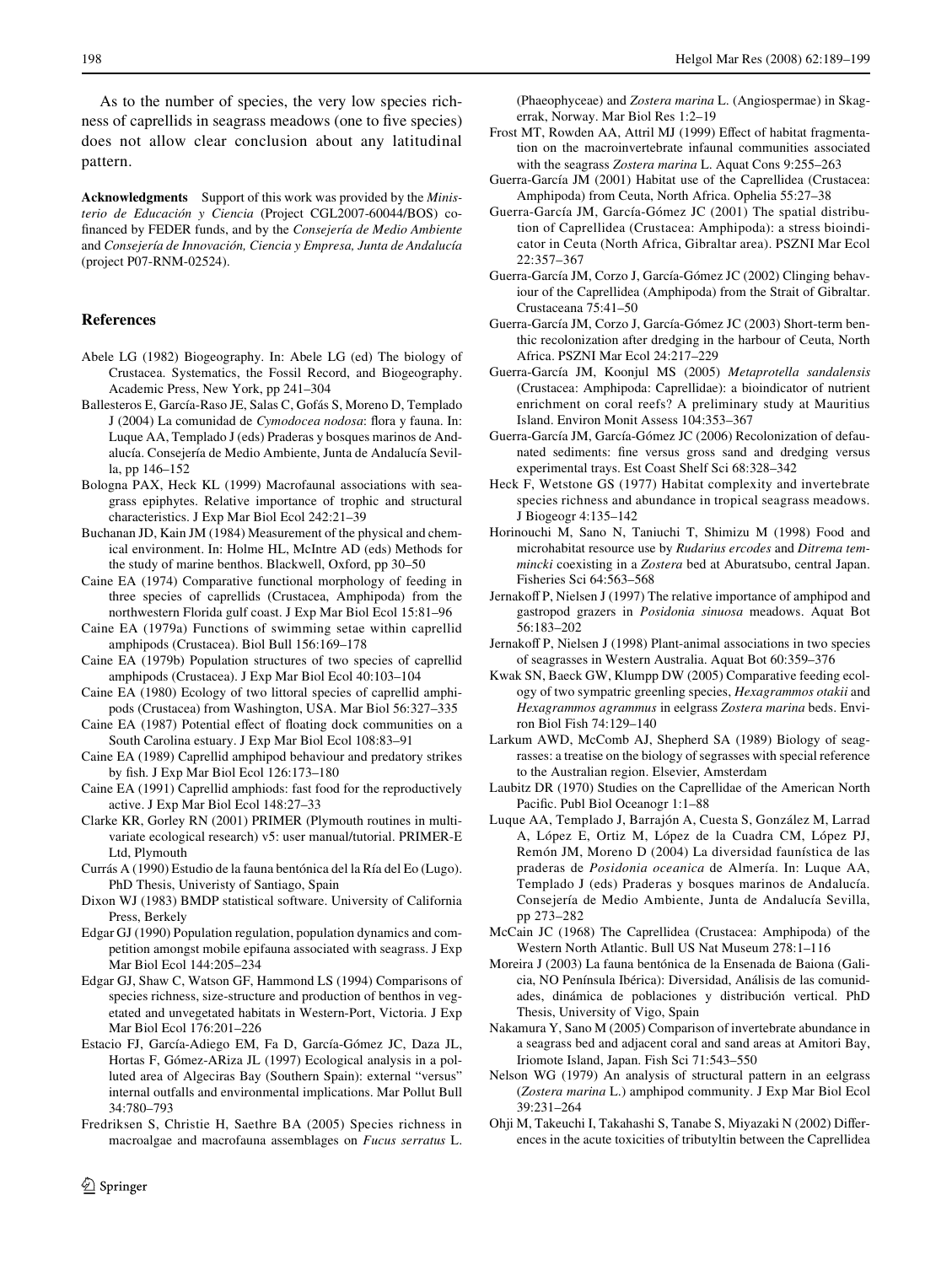As to the number of species, the very low species richness of caprellids in seagrass meadows (one to five species) does not allow clear conclusion about any latitudinal pattern.

**Acknowledgments** Support of this work was provided by the *Ministerio de Educación y Ciencia* (Project CGL2007-60044/BOS) co-financed by FEDER funds, and by the *Consejería de Medio Ambiente* and *Consejería de Innovación, Ciencia y Empresa, Junta de Andalucía* (project P07-RNM-02524).

## References

Abele LG (1982) Biogeography. In: Abele LG (ed) The biology of Crustacea. Systematics, the Fossil Record, and Biogeography. Academic Press, New York, pp 241–304

Ballesteros E, García-Raso JE, Salas C, Gofás S, Moreno D, Templado J (2004) La comunidad de *Cymodocea nodosa*: flora y fauna. In: Luque AA, Templado J (eds) Praderas y bosques marinos de Andalucía. Consejería de Medio Ambiente, Junta de Andalucía Sevilla, pp 146–152

Bologna PAX, Heck KL (1999) Macrofaunal associations with seagrass epiphytes. Relative importance of trophic and structural characteristics. J Exp Mar Biol Ecol 242:21–39

Buchanan JD, Kain JM (1984) Measurement of the physical and chemical environment. In: Holme HL, McIntre AD (eds) Methods for the study of marine benthos. Blackwell, Oxford, pp 30–50

Caine EA (1974) Comparative functional morphology of feeding in three species of caprellids (Crustacea, Amphipoda) from the northwestern Florida gulf coast. J Exp Mar Biol Ecol 15:81–96

Caine EA (1979a) Functions of swimming setae within caprellid amphipods (Crustacea). Biol Bull 156:169–178

Caine EA (1979b) Population structures of two species of caprellid amphipods (Crustacea). J Exp Mar Biol Ecol 40:103–104

Caine EA (1980) Ecology of two littoral species of caprellid amphipods (Crustacea) from Washington, USA. Mar Biol 56:327–335

Caine EA (1987) Potential effect of floating dock communities on a South Carolina estuary. J Exp Mar Biol Ecol 108:83–91

Caine EA (1989) Caprellid amphipod behaviour and predatory strikes by fish. J Exp Mar Biol Ecol 126:173–180

Caine EA (1991) Caprellid amphiods: fast food for the reproductively active. J Exp Mar Biol Ecol 148:27–33

Clarke KR, Gorley RN (2001) PRIMER (Plymouth routines in multivariate ecological research) v5: user manual/tutorial. PRIMER-E Ltd, Plymouth

Currás A (1990) Estudio de la fauna bentónica del la Ría del Eo (Lugo). PhD Thesis, Univeristy of Santiago, Spain

Dixon WJ (1983) BMDP statistical software. University of California Press, Berkely

Edgar GJ (1990) Population regulation, population dynamics and competition amongst mobile epifauna associated with seagrass. J Exp Mar Biol Ecol 144:205–234

Edgar GJ, Shaw C, Watson GF, Hammond LS (1994) Comparisons of species richness, size-structure and production of benthos in vegetated and unvegetated habitats in Western-Port, Victoria. J Exp Mar Biol Ecol 176:201–226

Estacio FJ, García-Adiego EM, Fa D, García-Gómez JC, Daza JL, Hortas F, Gómez-ARiza JL (1997) Ecological analysis in a polluted area of Algeciras Bay (Southern Spain): external "versus" internal outfalls and environmental implications. Mar Pollut Bull 34:780–793

Fredriksen S, Christie H, Saethre BA (2005) Species richness in macroalgae and macrofauna assemblages on *Fucus serratus* L. (Phaeophyceae) and *Zostera marina* L. (Angiospermae) in Skagerrak, Norway. Mar Biol Res 1:2–19

Frost MT, Rowden AA, Attril MJ (1999) Effect of habitat fragmentation on the macroinvertebrate infaunal communities associated with the seagrass *Zostera marina* L. Aquat Cons 9:255–263

Guerra-García JM (2001) Habitat use of the Caprellidea (Crustacea: Amphipoda) from Ceuta, North Africa. Ophelia 55:27–38

Guerra-García JM, García-Gómez JC (2001) The spatial distribution of Caprellidea (Crustacea: Amphipoda): a stress bioindicator in Ceuta (North Africa, Gibraltar area). PSZNI Mar Ecol 22:357–367

Guerra-García JM, Corzo J, García-Gómez JC (2002) Clinging behaviour of the Caprellidea (Amphipoda) from the Strait of Gibraltar. Crustaceana 75:41–50

Guerra-García JM, Corzo J, García-Gómez JC (2003) Short-term benthic recolonization after dredging in the harbour of Ceuta, North Africa. PSZNI Mar Ecol 24:217–229

Guerra-García JM, Koonjul MS (2005) *Metaprotella sandalensis* (Crustacea: Amphipoda: Caprellidae): a bioindicator of nutrient enrichment on coral reefs? A preliminary study at Mauritius Island. Environ Monit Assess 104:353–367

Guerra-García JM, García-Gómez JC (2006) Recolonization of defaunated sediments: fine versus gross sand and dredging versus experimental trays. Est Coast Shelf Sci 68:328–342

Heck F, Wetstone GS (1977) Habitat complexity and invertebrate species richness and abundance in tropical seagrass meadows. J Biogeogr 4:135–142

Horinouchi M, Sano N, Taniuchi T, Shimizu M (1998) Food and microhabitat resource use by *Rudarius ercodes* and *Ditrema temmincki* coexisting in a *Zostera* bed at Aburatsubo, central Japan. Fisheries Sci 64:563–568

Jernakoff P, Nielsen J (1997) The relative importance of amphipod and gastropod grazers in *Posidonia sinuosa* meadows. Aquat Bot 56:183–202

Jernakoff P, Nielsen J (1998) Plant-animal associations in two species of seagrasses in Western Australia. Aquat Bot 60:359–376

Kwak SN, Baeck GW, Klumpp DW (2005) Comparative feeding ecology of two sympatric greenling species, *Hexagrammos otakii* and *Hexagrammos agrammus* in eelgrass *Zostera marina* beds. Environ Biol Fish 74:129–140

Larkum AWD, McComb AJ, Shepherd SA (1989) Biology of seagrasses: a treatise on the biology of segrasses with special reference to the Australian region. Elsevier, Amsterdam

Laubitz DR (1970) Studies on the Caprellidae of the American North Pacific. Publ Biol Oceanogr 1:1–88

Luque AA, Templado J, Barrajón A, Cuesta S, González M, Larrad A, López E, Ortiz M, López de la Cuadra CM, López PJ, Remón JM, Moreno D (2004) La diversidad faunística de las praderas de *Posidonia oceanica* de Almería. In: Luque AA, Templado J (eds) Praderas y bosques marinos de Andalucía. Consejería de Medio Ambiente, Junta de Andalucía Sevilla, pp 273–282

McCain JC (1968) The Caprellidea (Crustacea: Amphipoda) of the Western North Atlantic. Bull US Nat Museum 278:1–116

Moreira J (2003) La fauna bentónica de la Ensenada de Baiona (Galicia, NO Península Ibérica): Diversidad, Análisis de las comunidades, dinámica de poblaciones y distribución vertical. PhD Thesis, University of Vigo, Spain

Nakamura Y, Sano M (2005) Comparison of invertebrate abundance in a seagrass bed and adjacent coral and sand areas at Amitori Bay, Iriomote Island, Japan. Fish Sci 71:543–550

Nelson WG (1979) An analysis of structural pattern in an eelgrass (*Zostera marina* L.) amphipod community. J Exp Mar Biol Ecol 39:231–264

Ohji M, Takeuchi I, Takahashi S, Tanabe S, Miyazaki N (2002) Differences in the acute toxicities of tributyltin between the Caprellidea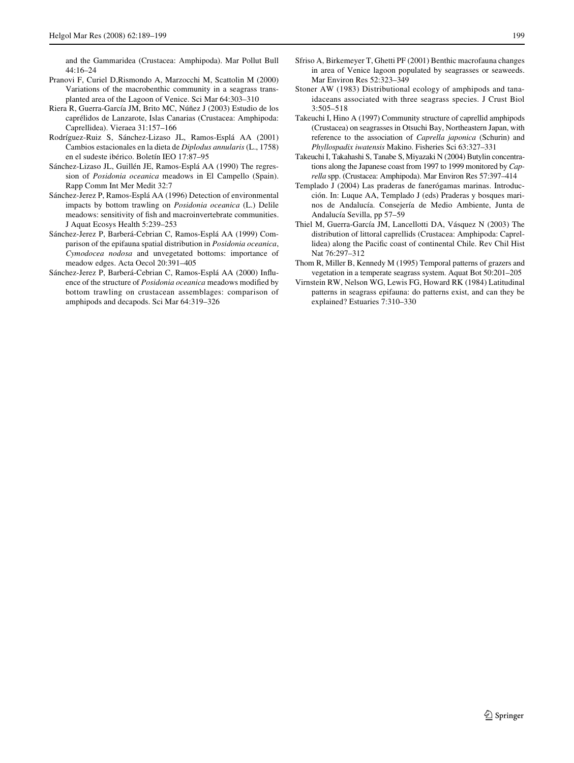and the Gammaridea (Crustacea: Amphipoda). Mar Pollut Bull 44:16–24

Pranovi F, Curiel D,Rismondo A, Marzocchi M, Scattolin M (2000) Variations of the macrobenthic community in a seagrass transplanted area of the Lagoon of Venice. Sci Mar 64:303–310

Riera R, Guerra-García JM, Brito MC, Núñez J (2003) Estudio de los caprélidos de Lanzarote, Islas Canarias (Crustacea: Amphipoda: Caprellidea). Vieraea 31:157–166

Rodríguez-Ruiz S, Sánchez-Lizaso JL, Ramos-Esplá AA (2001) Cambios estacionales en la dieta de *Diplodus annularis* (L., 1758) en el sudeste ibérico. Boletín IEO 17:87–95

Sánchez-Lizaso JL, Guillén JE, Ramos-Esplá AA (1990) The regression of *Posidonia oceanica* meadows in El Campello (Spain). Rapp Comm Int Mer Medit 32:7

Sánchez-Jerez P, Ramos-Esplá AA (1996) Detection of environmental impacts by bottom trawling on *Posidonia oceanica* (L.) Delile meadows: sensitivity of fish and macroinvertebrate communities. J Aquat Ecosys Health 5:239–253

Sánchez-Jerez P, Barberá-Cebrian C, Ramos-Esplá AA (1999) Comparison of the epifauna spatial distribution in *Posidonia oceanica*, *Cymodocea nodosa* and unvegetated bottoms: importance of meadow edges. Acta Oecol 20:391–405

Sánchez-Jerez P, Barberá-Cebrian C, Ramos-Esplá AA (2000) Influence of the structure of *Posidonia oceanica* meadows modified by bottom trawling on crustacean assemblages: comparison of amphipods and decapods. Sci Mar 64:319–326

Sfriso A, Birkemeyer T, Ghetti PF (2001) Benthic macrofauna changes in area of Venice lagoon populated by seagrasses or seaweeds. Mar Environ Res 52:323–349

Stoner AW (1983) Distributional ecology of amphipods and tanaidaceans associated with three seagrass species. J Crust Biol 3:505–518

Takeuchi I, Hino A (1997) Community structure of caprellid amphipods (Crustacea) on seagrasses in Otsuchi Bay, Northeastern Japan, with reference to the association of *Caprella japonica* (Schurin) and *Phyllospadix iwatensis* Makino. Fisheries Sci 63:327–331

Takeuchi I, Takahashi S, Tanabe S, Miyazaki N (2004) Butylin concentrations along the Japanese coast from 1997 to 1999 monitored by *Caprella* spp. (Crustacea: Amphipoda). Mar Environ Res 57:397–414

Templado J (2004) Las praderas de fanerógamas marinas. Introducción. In: Luque AA, Templado J (eds) Praderas y bosques marinos de Andalucía. Consejería de Medio Ambiente, Junta de Andalucía Sevilla, pp 57–59

Thiel M, Guerra-García JM, Lancellotti DA, Vásquez N (2003) The distribution of littoral caprellids (Crustacea: Amphipoda: Caprellidea) along the Pacific coast of continental Chile. Rev Chil Hist Nat 76:297–312

Thom R, Miller B, Kennedy M (1995) Temporal patterns of grazers and vegetation in a temperate seagrass system. Aquat Bot 50:201–205

Virnstein RW, Nelson WG, Lewis FG, Howard RK (1984) Latitudinal patterns in seagrass epifauna: do patterns exist, and can they be explained? Estuaries 7:310–330